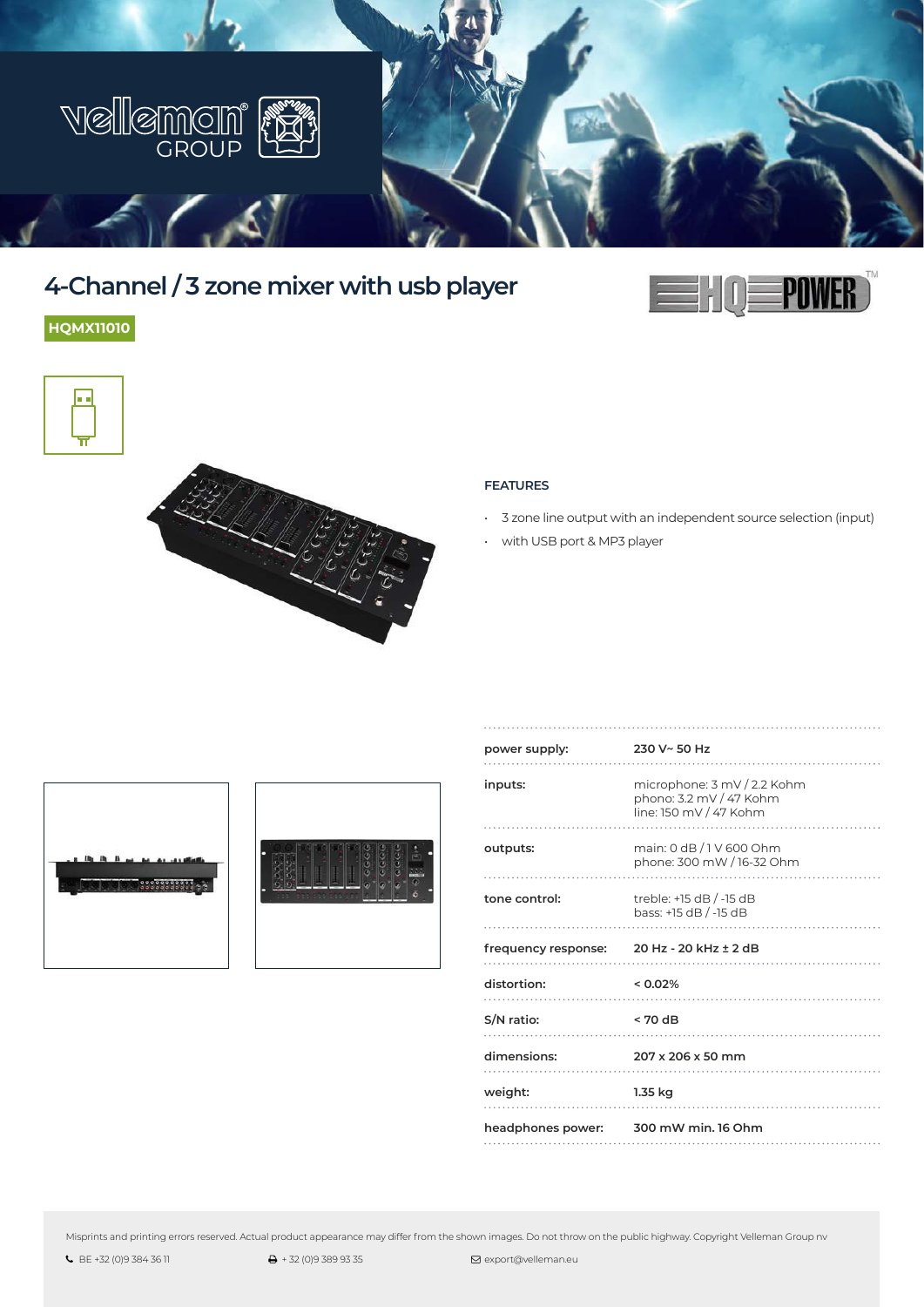# 4-Channel / 3 zone mixer with usb player

**HQMX11010**

## FEATURES

- 3 zone line output with an independent source selection (input)
- with USB port & MP3 player

| | |
|---|---|
| **power supply:** | **230 V~ 50 Hz** |
| **inputs:** | microphone: 3 mV / 2.2 Kohm<br>phono: 3.2 mV / 47 Kohm<br>line: 150 mV / 47 Kohm |
| **outputs:** | main: 0 dB / 1 V 600 Ohm<br>phone: 300 mW / 16-32 Ohm |
| **tone control:** | treble: +15 dB / -15 dB<br>bass: +15 dB / -15 dB |
| **frequency response:** | **20 Hz - 20 kHz ± 2 dB** |
| **distortion:** | **< 0.02%** |
| **S/N ratio:** | **< 70 dB** |
| **dimensions:** | **207 x 206 x 50 mm** |
| **weight:** | **1.35 kg** |
| **headphones power:** | **300 mW min. 16 Ohm** |

Misprints and printing errors reserved. Actual product appearance may differ from the shown images. Do not throw on the public highway. Copyright Velleman Group nv

BE +32 (0)9 384 36 11    + 32 (0)9 389 93 35    export@velleman.eu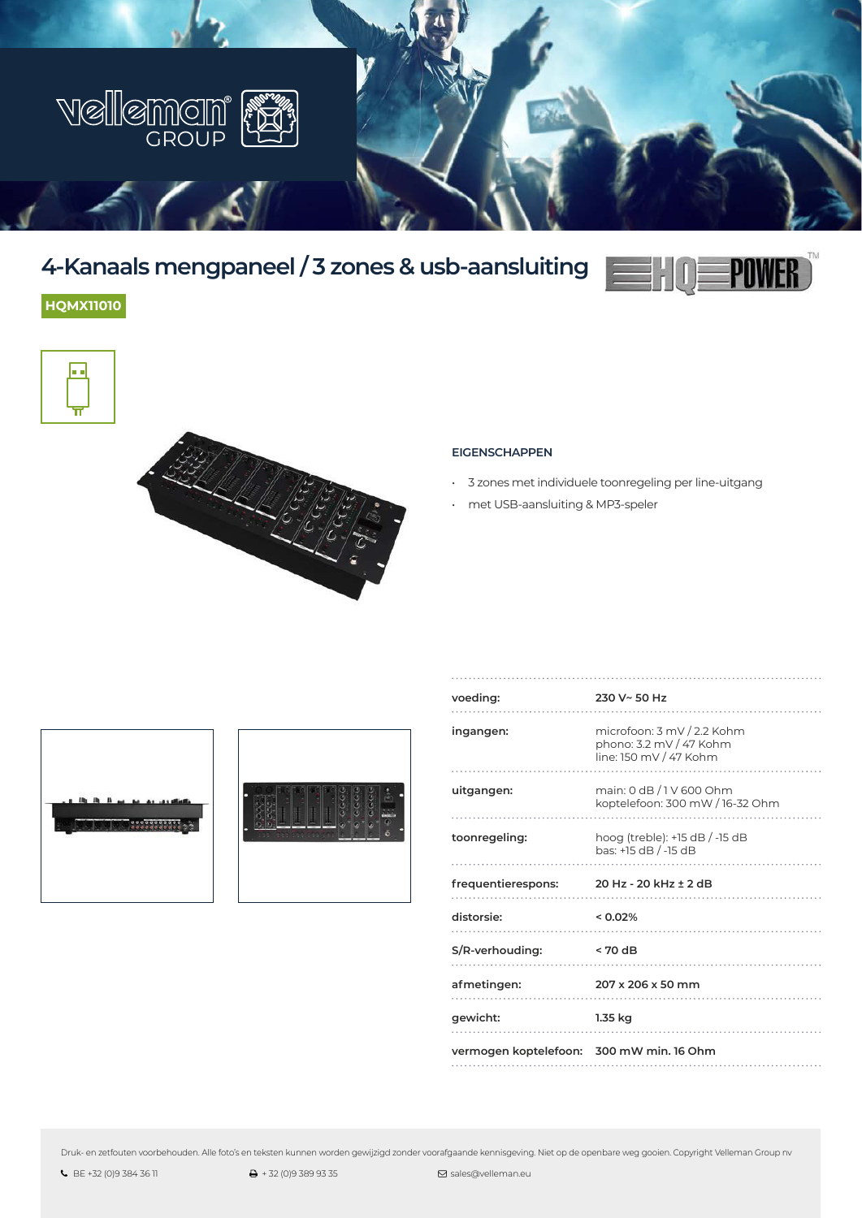# 4-Kanaals mengpaneel / 3 zones & usb-aansluiting

**HQMX11010**

## EIGENSCHAPPEN

- 3 zones met individuele toonregeling per line-uitgang
- met USB-aansluiting & MP3-speler

| | |
|---|---|
| **voeding:** | 230 V~ 50 Hz |
| **ingangen:** | microfoon: 3 mV / 2.2 Kohm<br>phono: 3.2 mV / 47 Kohm<br>line: 150 mV / 47 Kohm |
| **uitgangen:** | main: 0 dB / 1 V 600 Ohm<br>koptelefoon: 300 mW / 16-32 Ohm |
| **toonregeling:** | hoog (treble): +15 dB / -15 dB<br>bas: +15 dB / -15 dB |
| **frequentierespons:** | 20 Hz - 20 kHz ± 2 dB |
| **distorsie:** | < 0.02% |
| **S/R-verhouding:** | < 70 dB |
| **afmetingen:** | 207 x 206 x 50 mm |
| **gewicht:** | 1.35 kg |
| **vermogen koptelefoon:** | 300 mW min. 16 Ohm |

Druk- en zetfouten voorbehouden. Alle foto's en teksten kunnen worden gewijzigd zonder voorafgaande kennisgeving. Niet op de openbare weg gooien. Copyright Velleman Group nv

BE +32 (0)9 384 36 11 | + 32 (0)9 389 93 35 | sales@velleman.eu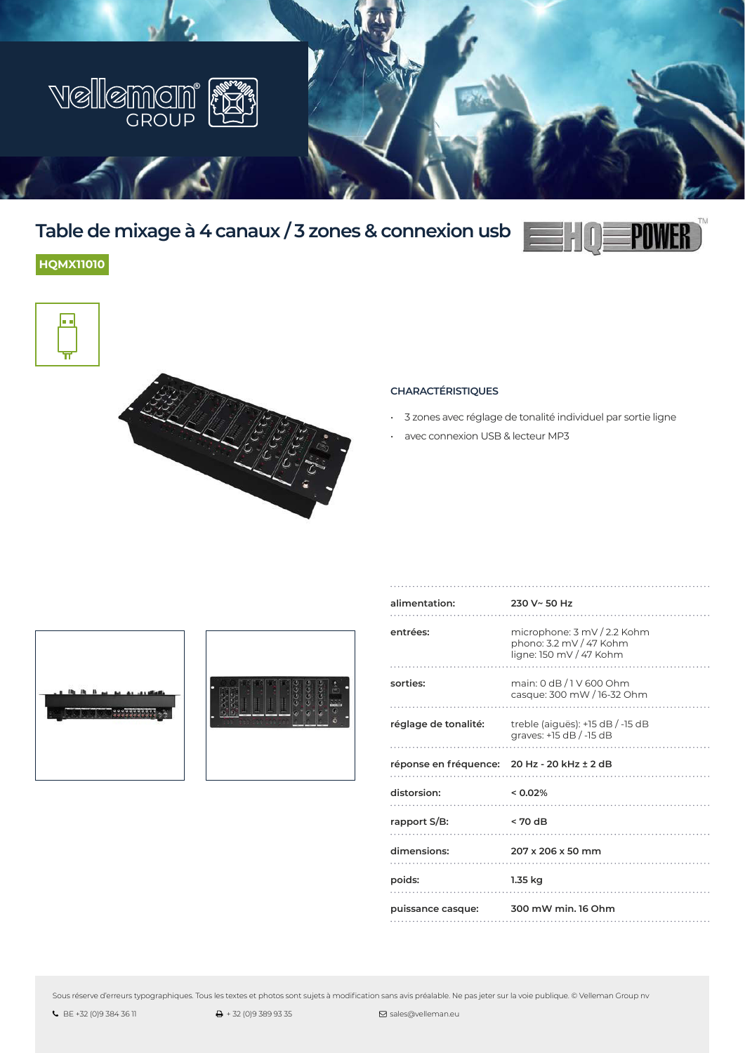# Table de mixage à 4 canaux / 3 zones & connexion usb

**HQMX11010**

### CHARACTÉRISTIQUES

- 3 zones avec réglage de tonalité individuel par sortie ligne
- avec connexion USB & lecteur MP3

| | |
|---|---|
| **alimentation:** | **230 V~ 50 Hz** |
| **entrées:** | microphone: 3 mV / 2.2 Kohm<br>phono: 3.2 mV / 47 Kohm<br>ligne: 150 mV / 47 Kohm |
| **sorties:** | main: 0 dB / 1 V 600 Ohm<br>casque: 300 mW / 16-32 Ohm |
| **réglage de tonalité:** | treble (aiguës): +15 dB / -15 dB<br>graves: +15 dB / -15 dB |
| **réponse en fréquence:** | **20 Hz - 20 kHz ± 2 dB** |
| **distorsion:** | **< 0.02%** |
| **rapport S/B:** | **< 70 dB** |
| **dimensions:** | **207 x 206 x 50 mm** |
| **poids:** | **1.35 kg** |
| **puissance casque:** | **300 mW min. 16 Ohm** |

Sous réserve d'erreurs typographiques. Tous les textes et photos sont sujets à modification sans avis préalable. Ne pas jeter sur la voie publique. © Velleman Group nv

BE +32 (0)9 384 36 11    + 32 (0)9 389 93 35    sales@velleman.eu